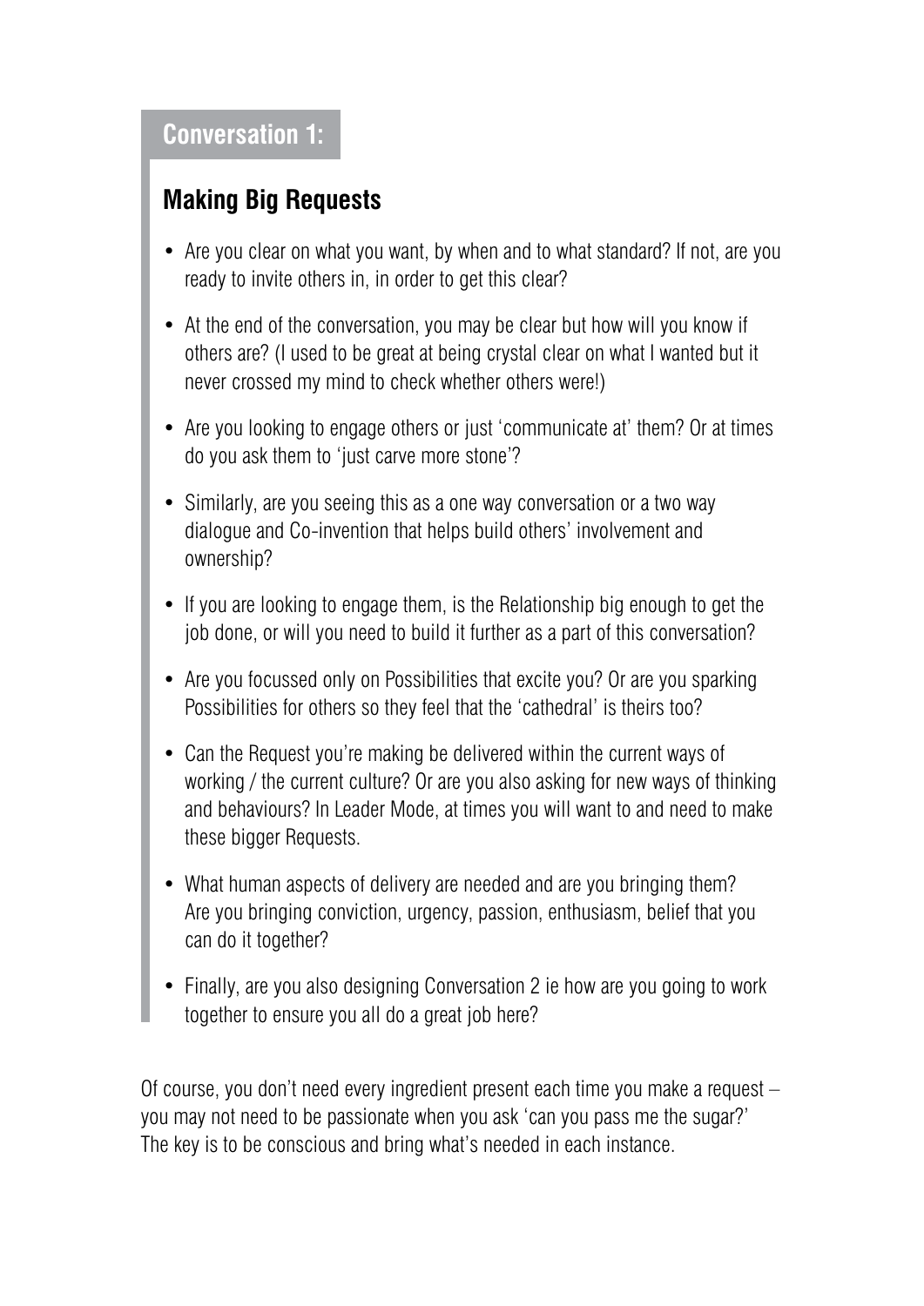## Conversation 1:

### Making Big Requests

- Are you clear on what you want, by when and to what standard? If not, are you ready to invite others in, in order to get this clear?
- At the end of the conversation, you may be clear but how will you know if others are? (I used to be great at being crystal clear on what I wanted but it never crossed my mind to check whether others were!)
- Are you looking to engage others or just 'communicate at' them? Or at times do you ask them to 'just carve more stone'?
- Similarly, are you seeing this as a one way conversation or a two way dialogue and Co-invention that helps build others' involvement and ownership?
- If you are looking to engage them, is the Relationship big enough to get the job done, or will you need to build it further as a part of this conversation?
- Are you focussed only on Possibilities that excite you? Or are you sparking Possibilities for others so they feel that the 'cathedral' is theirs too?
- Can the Request you're making be delivered within the current ways of working / the current culture? Or are you also asking for new ways of thinking and behaviours? In Leader Mode, at times you will want to and need to make these bigger Requests.
- What human aspects of delivery are needed and are you bringing them? Are you bringing conviction, urgency, passion, enthusiasm, belief that you can do it together?
- Finally, are you also designing Conversation 2 ie how are you going to work together to ensure you all do a great job here?

Of course, you don't need every ingredient present each time you make a request – you may not need to be passionate when you ask 'can you pass me the sugar?' The key is to be conscious and bring what's needed in each instance.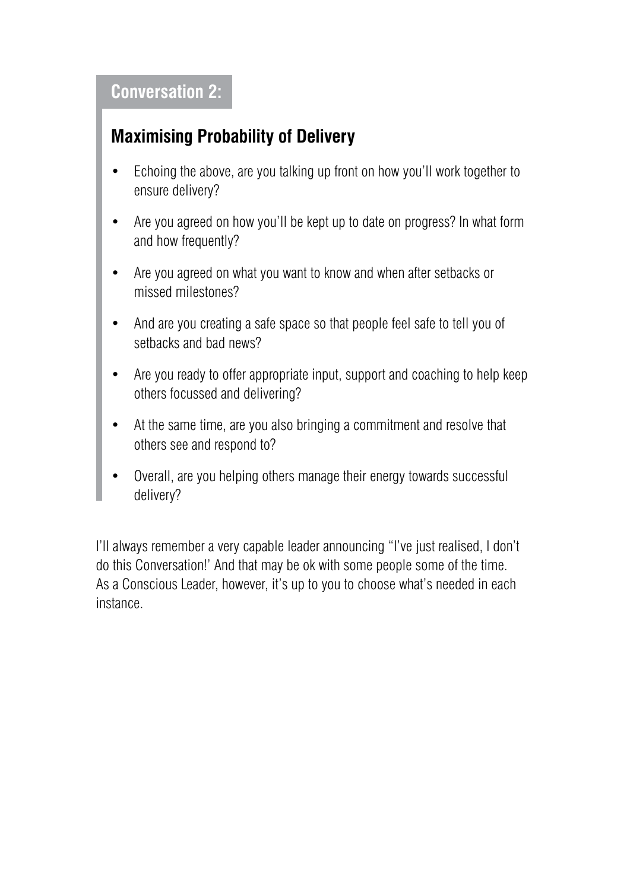## Conversation 2:

### Maximising Probability of Delivery

- Echoing the above, are you talking up front on how you'll work together to ensure delivery?
- Are you agreed on how you'll be kept up to date on progress? In what form and how frequently?
- Are you agreed on what you want to know and when after setbacks or missed milestones?
- And are you creating a safe space so that people feel safe to tell you of setbacks and bad news?
- Are you ready to offer appropriate input, support and coaching to help keep others focussed and delivering?
- At the same time, are you also bringing a commitment and resolve that others see and respond to?
- Overall, are you helping others manage their energy towards successful delivery?

I'll always remember a very capable leader announcing "I've just realised, I don't do this Conversation!' And that may be ok with some people some of the time. As a Conscious Leader, however, it's up to you to choose what's needed in each instance.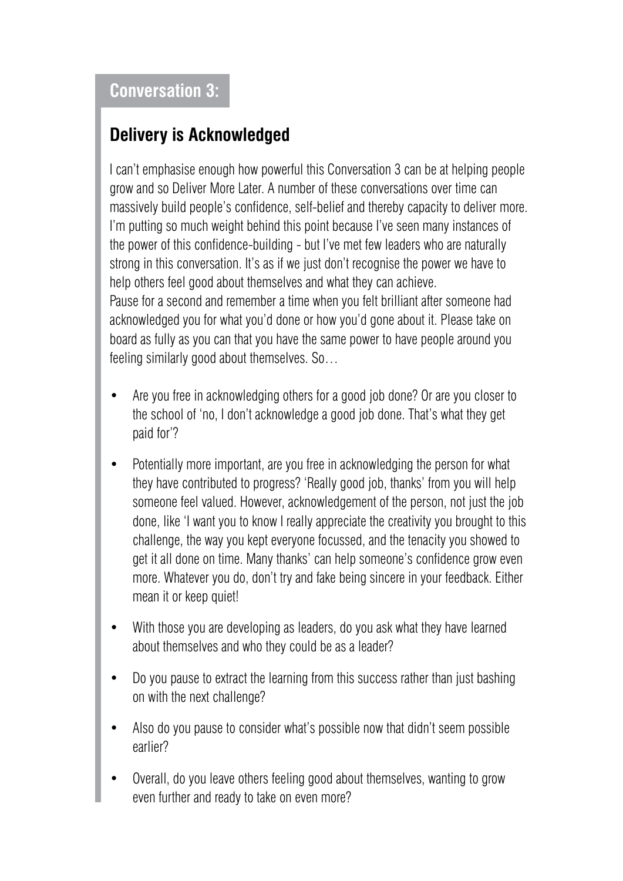## Conversation 3:

### Delivery is Acknowledged

I can't emphasise enough how powerful this Conversation 3 can be at helping people grow and so Deliver More Later. A number of these conversations over time can massively build people's confidence, self-belief and thereby capacity to deliver more. I'm putting so much weight behind this point because I've seen many instances of the power of this confidence-building - but I've met few leaders who are naturally strong in this conversation. It's as if we just don't recognise the power we have to help others feel good about themselves and what they can achieve.
Pause for a second and remember a time when you felt brilliant after someone had acknowledged you for what you'd done or how you'd gone about it. Please take on board as fully as you can that you have the same power to have people around you feeling similarly good about themselves. So…

- Are you free in acknowledging others for a good job done? Or are you closer to the school of 'no, I don't acknowledge a good job done. That's what they get paid for'?
- Potentially more important, are you free in acknowledging the person for what they have contributed to progress? 'Really good job, thanks' from you will help someone feel valued. However, acknowledgement of the person, not just the job done, like 'I want you to know I really appreciate the creativity you brought to this challenge, the way you kept everyone focussed, and the tenacity you showed to get it all done on time. Many thanks' can help someone's confidence grow even more. Whatever you do, don't try and fake being sincere in your feedback. Either mean it or keep quiet!
- With those you are developing as leaders, do you ask what they have learned about themselves and who they could be as a leader?
- Do you pause to extract the learning from this success rather than just bashing on with the next challenge?
- Also do you pause to consider what's possible now that didn't seem possible earlier?
- Overall, do you leave others feeling good about themselves, wanting to grow even further and ready to take on even more?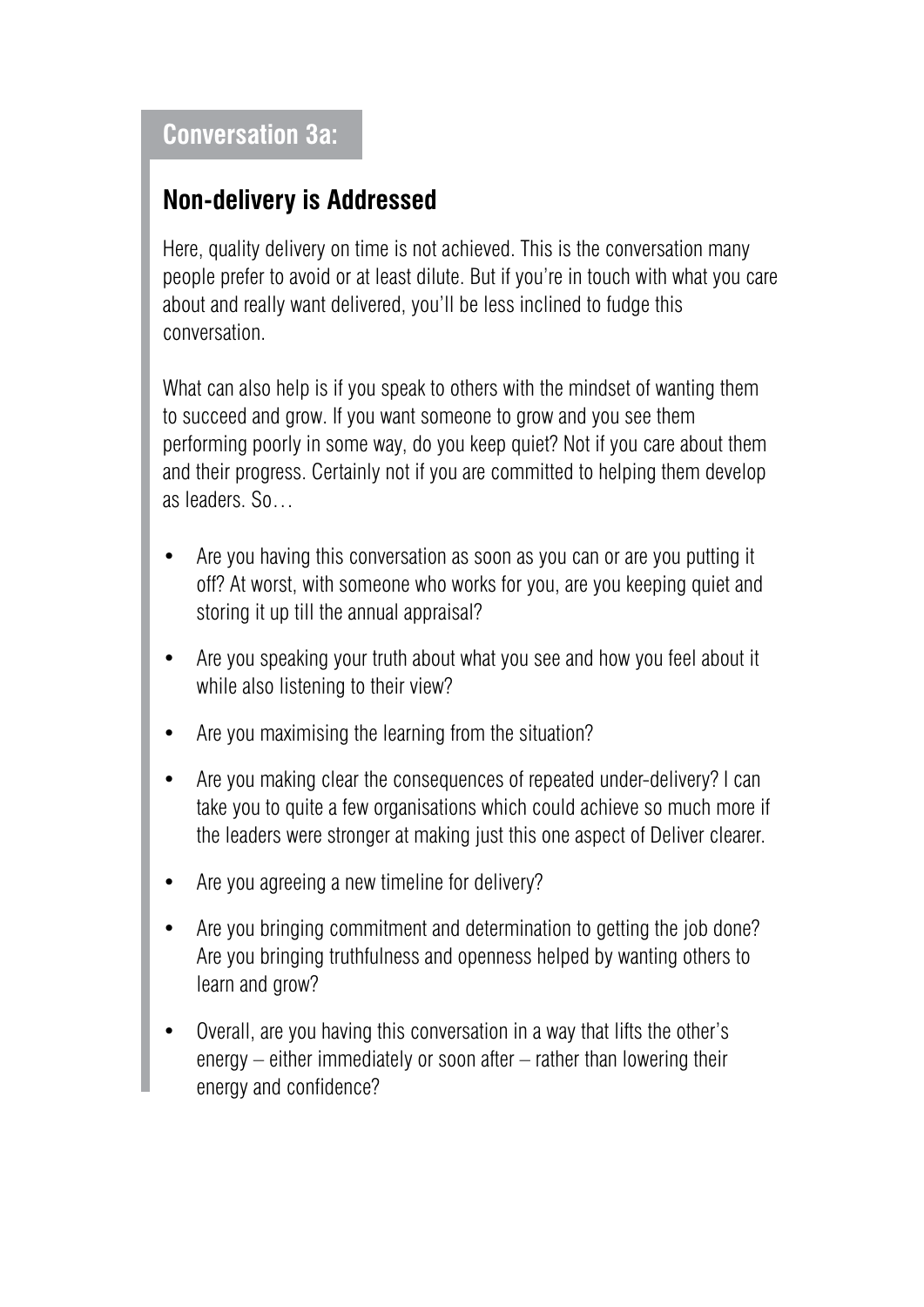## Conversation 3a:

### Non-delivery is Addressed

Here, quality delivery on time is not achieved. This is the conversation many people prefer to avoid or at least dilute. But if you're in touch with what you care about and really want delivered, you'll be less inclined to fudge this conversation.

What can also help is if you speak to others with the mindset of wanting them to succeed and grow. If you want someone to grow and you see them performing poorly in some way, do you keep quiet? Not if you care about them and their progress. Certainly not if you are committed to helping them develop as leaders. So…

- Are you having this conversation as soon as you can or are you putting it off? At worst, with someone who works for you, are you keeping quiet and storing it up till the annual appraisal?
- Are you speaking your truth about what you see and how you feel about it while also listening to their view?
- Are you maximising the learning from the situation?
- Are you making clear the consequences of repeated under-delivery? I can take you to quite a few organisations which could achieve so much more if the leaders were stronger at making just this one aspect of Deliver clearer.
- Are you agreeing a new timeline for delivery?
- Are you bringing commitment and determination to getting the job done? Are you bringing truthfulness and openness helped by wanting others to learn and grow?
- Overall, are you having this conversation in a way that lifts the other's energy – either immediately or soon after – rather than lowering their energy and confidence?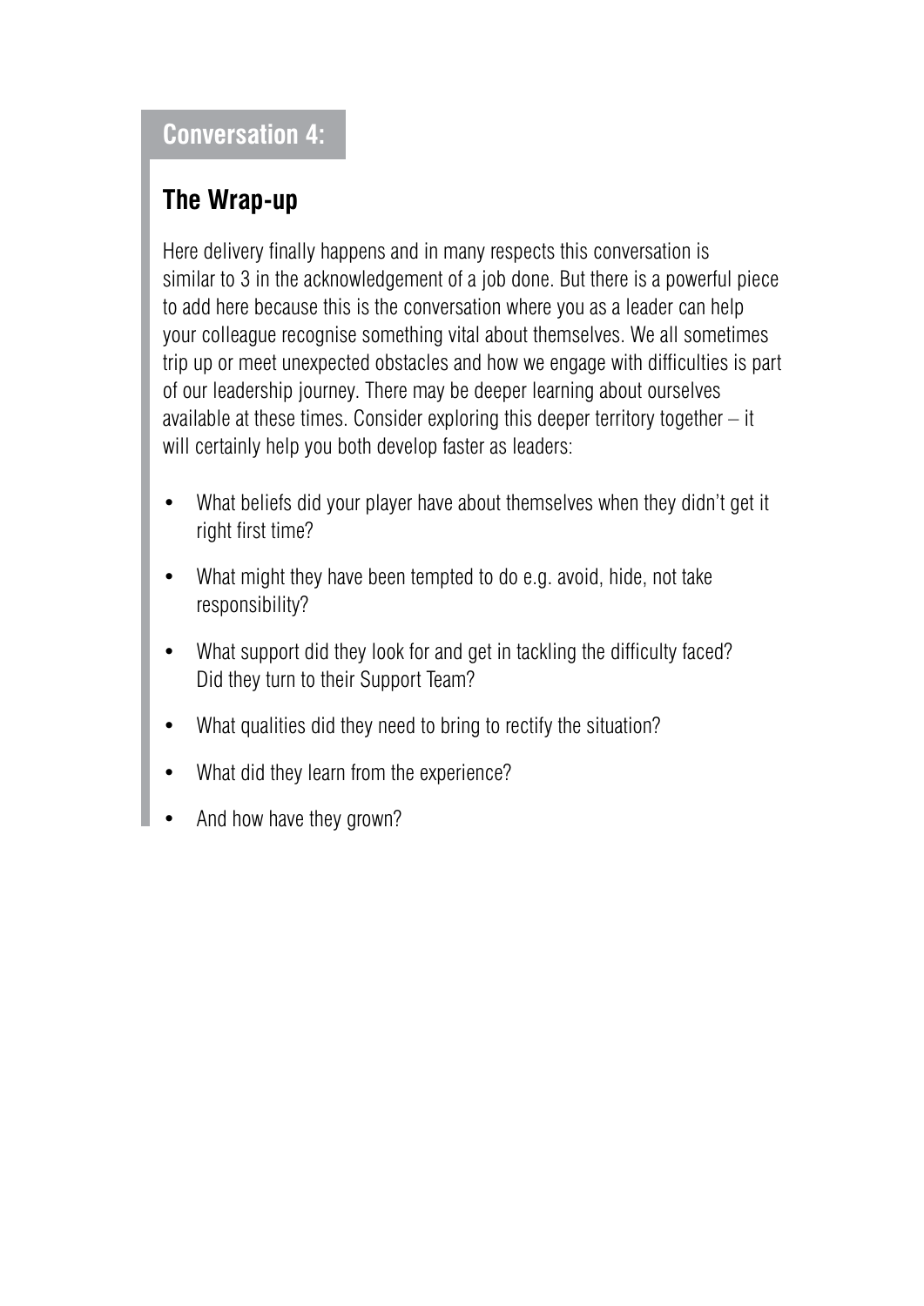## Conversation 4:

### The Wrap-up

Here delivery finally happens and in many respects this conversation is similar to 3 in the acknowledgement of a job done. But there is a powerful piece to add here because this is the conversation where you as a leader can help your colleague recognise something vital about themselves. We all sometimes trip up or meet unexpected obstacles and how we engage with difficulties is part of our leadership journey. There may be deeper learning about ourselves available at these times. Consider exploring this deeper territory together – it will certainly help you both develop faster as leaders:

- What beliefs did your player have about themselves when they didn't get it right first time?
- What might they have been tempted to do e.g. avoid, hide, not take responsibility?
- What support did they look for and get in tackling the difficulty faced? Did they turn to their Support Team?
- What qualities did they need to bring to rectify the situation?
- What did they learn from the experience?
- And how have they grown?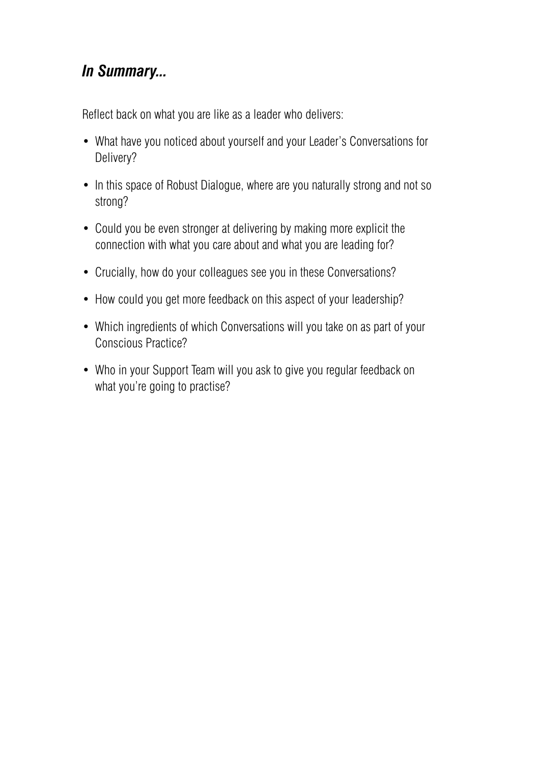## *In Summary...*

Reflect back on what you are like as a leader who delivers:

- What have you noticed about yourself and your Leader's Conversations for Delivery?
- In this space of Robust Dialogue, where are you naturally strong and not so strong?
- Could you be even stronger at delivering by making more explicit the connection with what you care about and what you are leading for?
- Crucially, how do your colleagues see you in these Conversations?
- How could you get more feedback on this aspect of your leadership?
- Which ingredients of which Conversations will you take on as part of your Conscious Practice?
- Who in your Support Team will you ask to give you regular feedback on what you're going to practise?